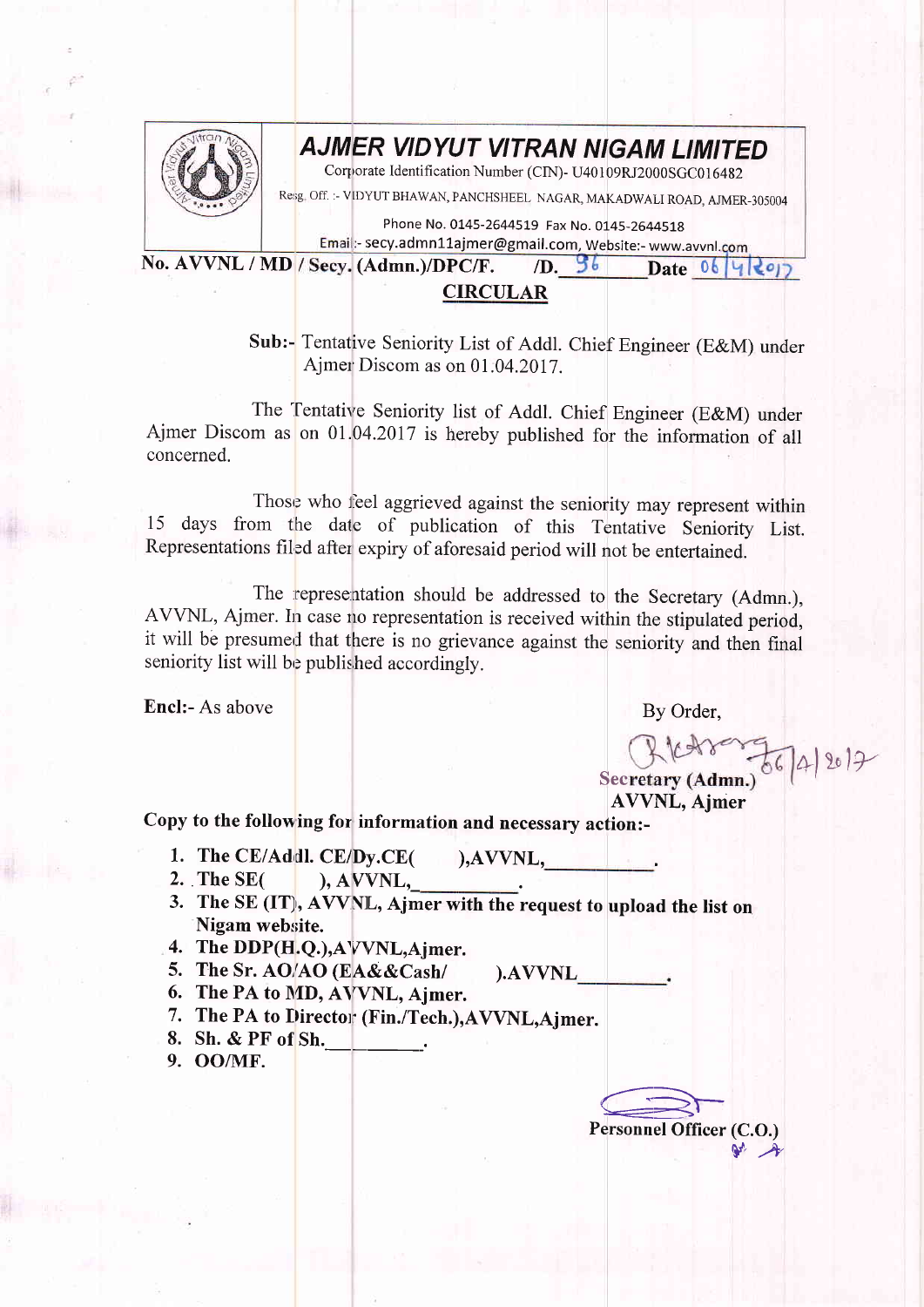# AJMER VIDYUT VITRAN NIGAM LIMITED

Corporate Identification Number (CIN)- U40109RJ2000SGC016482

Resg. Off. :- VIDYUT BHAWAN, PANCHSHEEL NAGAR, MAKADWALI ROAD, AJMER-305004

Phone No. 0145-2644519 Fax No. 0145-2644518

Email:- secy.admn11ajmer@gmail.com, Website:- www.avvnl.com

**No. AVVNL / MD / Secy. (Admn.)/DPC/F. /D. 96 Date 06/4/2017**

## CIRCULAR

**Sub:-** Tentative Seniority List of Addl. Chief Engineer (E&M) under Ajmer Discom as on 01.04.2017.

The Tentative Seniority list of Addl. Chief Engineer (E&M) under Ajmer Discom as on 01.04.2017 is hereby published for the information of all concerned.

Those who feel aggrieved against the seniority may represent within 15 days from the date of publication of this Tentative Seniority List. Representations filed after expiry of aforesaid period will not be entertained.

The representation should be addressed to the Secretary (Admn.), AVVNL, Ajmer. In case no representation is received within the stipulated period, it will be presumed that there is no grievance against the seniority and then final seniority list will be published accordingly.

**Encl:-** As above

By Order,

06/4/2017

**Secretary (Admn.)**
**AVVNL, Ajmer**

**Copy to the following for information and necessary action:-**

1. **The CE/Addl. CE/Dy.CE( ),AVVNL,\_\_\_\_\_\_\_\_\_\_.**
2. **The SE( ), AVVNL,\_\_\_\_\_\_\_\_\_\_.**
3. **The SE (IT), AVVNL, Ajmer with the request to upload the list on Nigam website.**
4. **The DDP(H.Q.),AVVNL,Ajmer.**
5. **The Sr. AO/AO (EA&&Cash/ ).AVVNL\_\_\_\_\_\_\_\_\_.**
6. **The PA to MD, AVVNL, Ajmer.**
7. **The PA to Director (Fin./Tech.),AVVNL,Ajmer.**
8. **Sh. & PF of Sh.\_\_\_\_\_\_\_\_\_.**
9. **OO/MF.**

**Personnel Officer (C.O.)**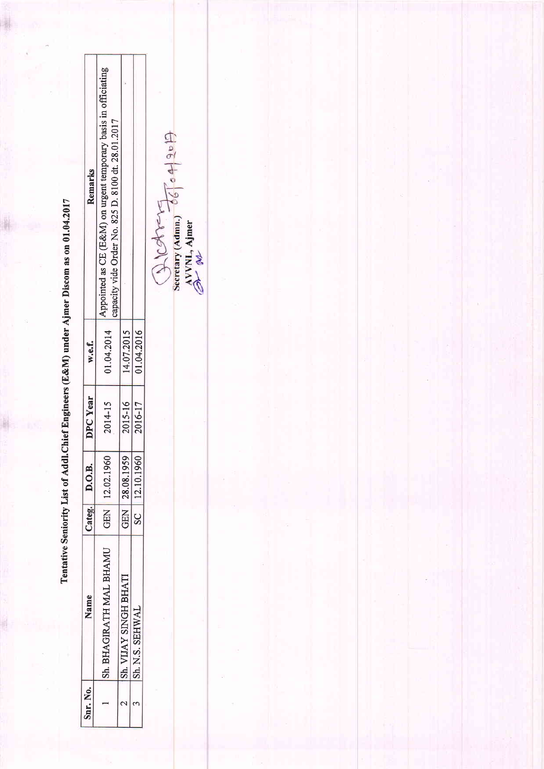## Tentative Seniority List of Addl.Chief Engineers (E&M) under Ajmer Discom as on 01.04.2017

| Snr. No. | Name | Categ. | D.O.B. | DPC Year | w.e.f. | Remarks |
|---|---|---|---|---|---|---|
| 1 | Sh. BHAGIRATH MAL BHAMU | GEN | 12.02.1960 | 2014-15 | 01.04.2014 | Appointed as CE (E&M) on urgent temporary basis in officiating capacity vide Order No. 825 D. 8100 dt. 28.01.2017 |
| 2 | Sh. VIJAY SINGH BHATI | GEN | 28.08.1959 | 2015-16 | 14.07.2015 | |
| 3 | Sh. N.S. SEHWAL | SC | 12.10.1960 | 2016-17 | 01.04.2016 | |

06/04/2017

Secretary (Admn.)
AVVNL, Ajmer